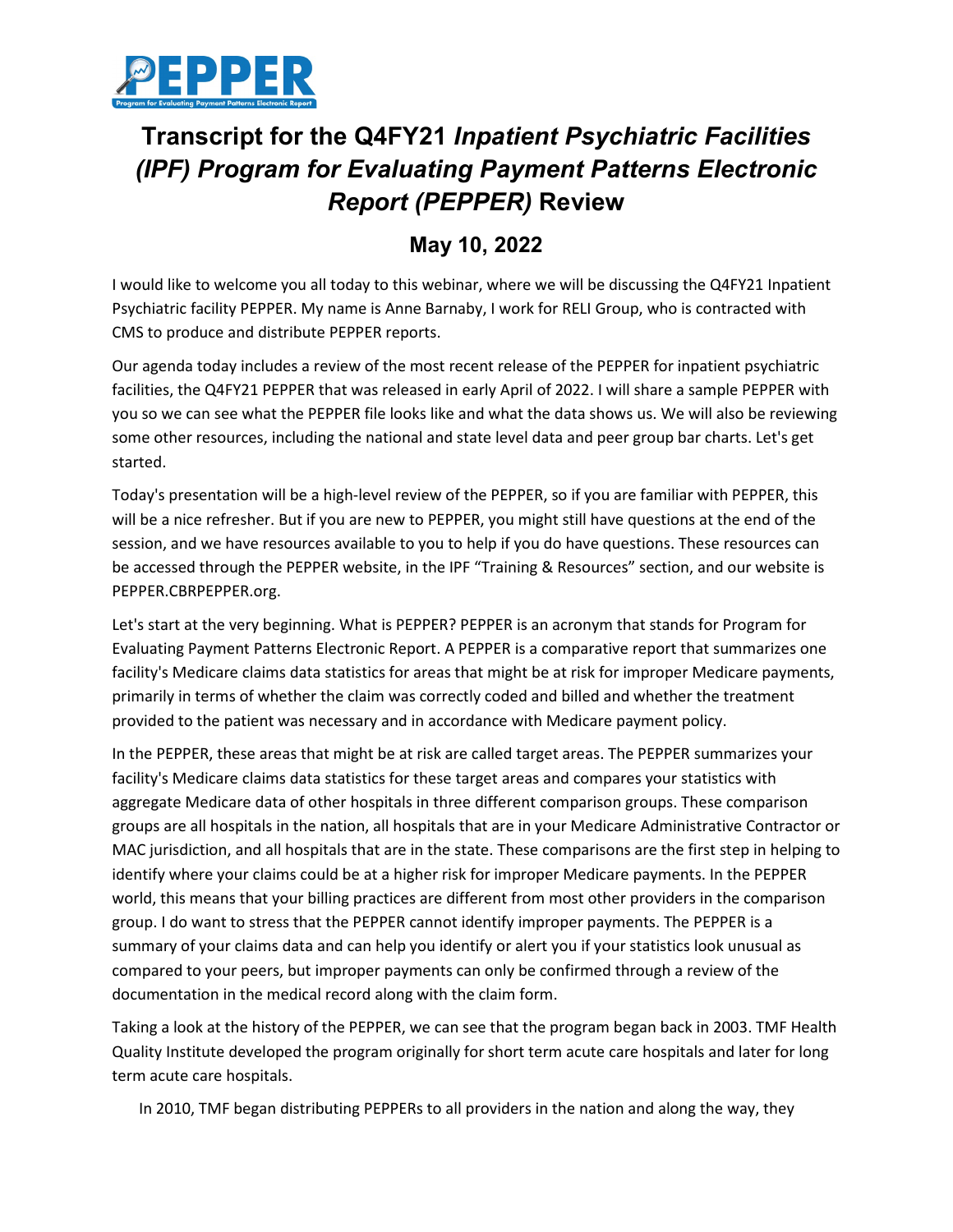# Transcript for the Q4FY21 *Inpatient Psychiatric Facilities (IPF) Program for Evaluating Payment Patterns Electronic Report (PEPPER)* Review

## May 10, 2022

I would like to welcome you all today to this webinar, where we will be discussing the Q4FY21 Inpatient Psychiatric facility PEPPER. My name is Anne Barnaby, I work for RELI Group, who is contracted with CMS to produce and distribute PEPPER reports.

Our agenda today includes a review of the most recent release of the PEPPER for inpatient psychiatric facilities, the Q4FY21 PEPPER that was released in early April of 2022. I will share a sample PEPPER with you so we can see what the PEPPER file looks like and what the data shows us. We will also be reviewing some other resources, including the national and state level data and peer group bar charts. Let's get started.

Today's presentation will be a high-level review of the PEPPER, so if you are familiar with PEPPER, this will be a nice refresher. But if you are new to PEPPER, you might still have questions at the end of the session, and we have resources available to you to help if you do have questions. These resources can be accessed through the PEPPER website, in the IPF "Training & Resources" section, and our website is PEPPER.CBRPEPPER.org.

Let's start at the very beginning. What is PEPPER? PEPPER is an acronym that stands for Program for Evaluating Payment Patterns Electronic Report. A PEPPER is a comparative report that summarizes one facility's Medicare claims data statistics for areas that might be at risk for improper Medicare payments, primarily in terms of whether the claim was correctly coded and billed and whether the treatment provided to the patient was necessary and in accordance with Medicare payment policy.

In the PEPPER, these areas that might be at risk are called target areas. The PEPPER summarizes your facility's Medicare claims data statistics for these target areas and compares your statistics with aggregate Medicare data of other hospitals in three different comparison groups. These comparison groups are all hospitals in the nation, all hospitals that are in your Medicare Administrative Contractor or MAC jurisdiction, and all hospitals that are in the state. These comparisons are the first step in helping to identify where your claims could be at a higher risk for improper Medicare payments. In the PEPPER world, this means that your billing practices are different from most other providers in the comparison group. I do want to stress that the PEPPER cannot identify improper payments. The PEPPER is a summary of your claims data and can help you identify or alert you if your statistics look unusual as compared to your peers, but improper payments can only be confirmed through a review of the documentation in the medical record along with the claim form.

Taking a look at the history of the PEPPER, we can see that the program began back in 2003. TMF Health Quality Institute developed the program originally for short term acute care hospitals and later for long term acute care hospitals.

In 2010, TMF began distributing PEPPERs to all providers in the nation and along the way, they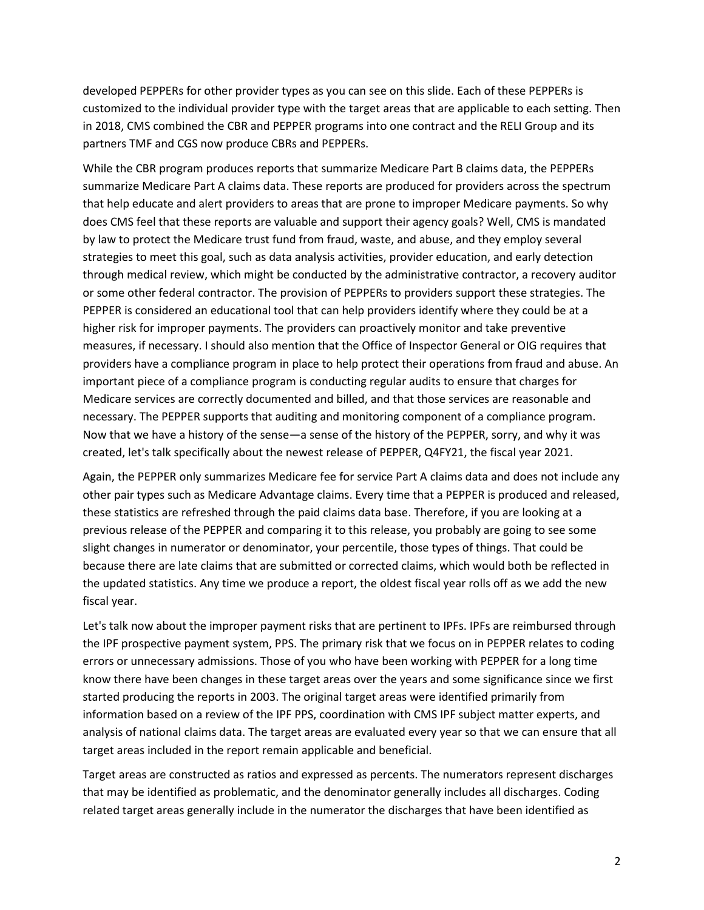developed PEPPERs for other provider types as you can see on this slide. Each of these PEPPERs is customized to the individual provider type with the target areas that are applicable to each setting. Then in 2018, CMS combined the CBR and PEPPER programs into one contract and the RELI Group and its partners TMF and CGS now produce CBRs and PEPPERs.

While the CBR program produces reports that summarize Medicare Part B claims data, the PEPPERs summarize Medicare Part A claims data. These reports are produced for providers across the spectrum that help educate and alert providers to areas that are prone to improper Medicare payments. So why does CMS feel that these reports are valuable and support their agency goals? Well, CMS is mandated by law to protect the Medicare trust fund from fraud, waste, and abuse, and they employ several strategies to meet this goal, such as data analysis activities, provider education, and early detection through medical review, which might be conducted by the administrative contractor, a recovery auditor or some other federal contractor. The provision of PEPPERs to providers support these strategies. The PEPPER is considered an educational tool that can help providers identify where they could be at a higher risk for improper payments. The providers can proactively monitor and take preventive measures, if necessary. I should also mention that the Office of Inspector General or OIG requires that providers have a compliance program in place to help protect their operations from fraud and abuse. An important piece of a compliance program is conducting regular audits to ensure that charges for Medicare services are correctly documented and billed, and that those services are reasonable and necessary. The PEPPER supports that auditing and monitoring component of a compliance program. Now that we have a history of the sense—a sense of the history of the PEPPER, sorry, and why it was created, let's talk specifically about the newest release of PEPPER, Q4FY21, the fiscal year 2021.

Again, the PEPPER only summarizes Medicare fee for service Part A claims data and does not include any other pair types such as Medicare Advantage claims. Every time that a PEPPER is produced and released, these statistics are refreshed through the paid claims data base. Therefore, if you are looking at a previous release of the PEPPER and comparing it to this release, you probably are going to see some slight changes in numerator or denominator, your percentile, those types of things. That could be because there are late claims that are submitted or corrected claims, which would both be reflected in the updated statistics. Any time we produce a report, the oldest fiscal year rolls off as we add the new fiscal year.

Let's talk now about the improper payment risks that are pertinent to IPFs. IPFs are reimbursed through the IPF prospective payment system, PPS. The primary risk that we focus on in PEPPER relates to coding errors or unnecessary admissions. Those of you who have been working with PEPPER for a long time know there have been changes in these target areas over the years and some significance since we first started producing the reports in 2003. The original target areas were identified primarily from information based on a review of the IPF PPS, coordination with CMS IPF subject matter experts, and analysis of national claims data. The target areas are evaluated every year so that we can ensure that all target areas included in the report remain applicable and beneficial.

Target areas are constructed as ratios and expressed as percents. The numerators represent discharges that may be identified as problematic, and the denominator generally includes all discharges. Coding related target areas generally include in the numerator the discharges that have been identified as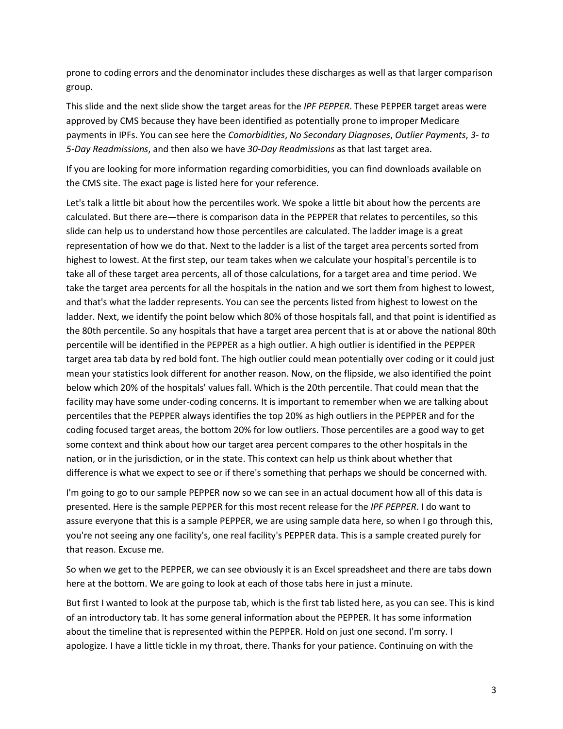prone to coding errors and the denominator includes these discharges as well as that larger comparison group.

This slide and the next slide show the target areas for the *IPF PEPPER*. These PEPPER target areas were approved by CMS because they have been identified as potentially prone to improper Medicare payments in IPFs. You can see here the *Comorbidities*, *No Secondary Diagnoses*, *Outlier Payments*, *3- to 5-Day Readmissions*, and then also we have *30-Day Readmissions* as that last target area.

If you are looking for more information regarding comorbidities, you can find downloads available on the CMS site. The exact page is listed here for your reference.

Let's talk a little bit about how the percentiles work. We spoke a little bit about how the percents are calculated. But there are—there is comparison data in the PEPPER that relates to percentiles, so this slide can help us to understand how those percentiles are calculated. The ladder image is a great representation of how we do that. Next to the ladder is a list of the target area percents sorted from highest to lowest. At the first step, our team takes when we calculate your hospital's percentile is to take all of these target area percents, all of those calculations, for a target area and time period. We take the target area percents for all the hospitals in the nation and we sort them from highest to lowest, and that's what the ladder represents. You can see the percents listed from highest to lowest on the ladder. Next, we identify the point below which 80% of those hospitals fall, and that point is identified as the 80th percentile. So any hospitals that have a target area percent that is at or above the national 80th percentile will be identified in the PEPPER as a high outlier. A high outlier is identified in the PEPPER target area tab data by red bold font. The high outlier could mean potentially over coding or it could just mean your statistics look different for another reason. Now, on the flipside, we also identified the point below which 20% of the hospitals' values fall. Which is the 20th percentile. That could mean that the facility may have some under-coding concerns. It is important to remember when we are talking about percentiles that the PEPPER always identifies the top 20% as high outliers in the PEPPER and for the coding focused target areas, the bottom 20% for low outliers. Those percentiles are a good way to get some context and think about how our target area percent compares to the other hospitals in the nation, or in the jurisdiction, or in the state. This context can help us think about whether that difference is what we expect to see or if there's something that perhaps we should be concerned with.

I'm going to go to our sample PEPPER now so we can see in an actual document how all of this data is presented. Here is the sample PEPPER for this most recent release for the *IPF PEPPER*. I do want to assure everyone that this is a sample PEPPER, we are using sample data here, so when I go through this, you're not seeing any one facility's, one real facility's PEPPER data. This is a sample created purely for that reason. Excuse me.

So when we get to the PEPPER, we can see obviously it is an Excel spreadsheet and there are tabs down here at the bottom. We are going to look at each of those tabs here in just a minute.

But first I wanted to look at the purpose tab, which is the first tab listed here, as you can see. This is kind of an introductory tab. It has some general information about the PEPPER. It has some information about the timeline that is represented within the PEPPER. Hold on just one second. I'm sorry. I apologize. I have a little tickle in my throat, there. Thanks for your patience. Continuing on with the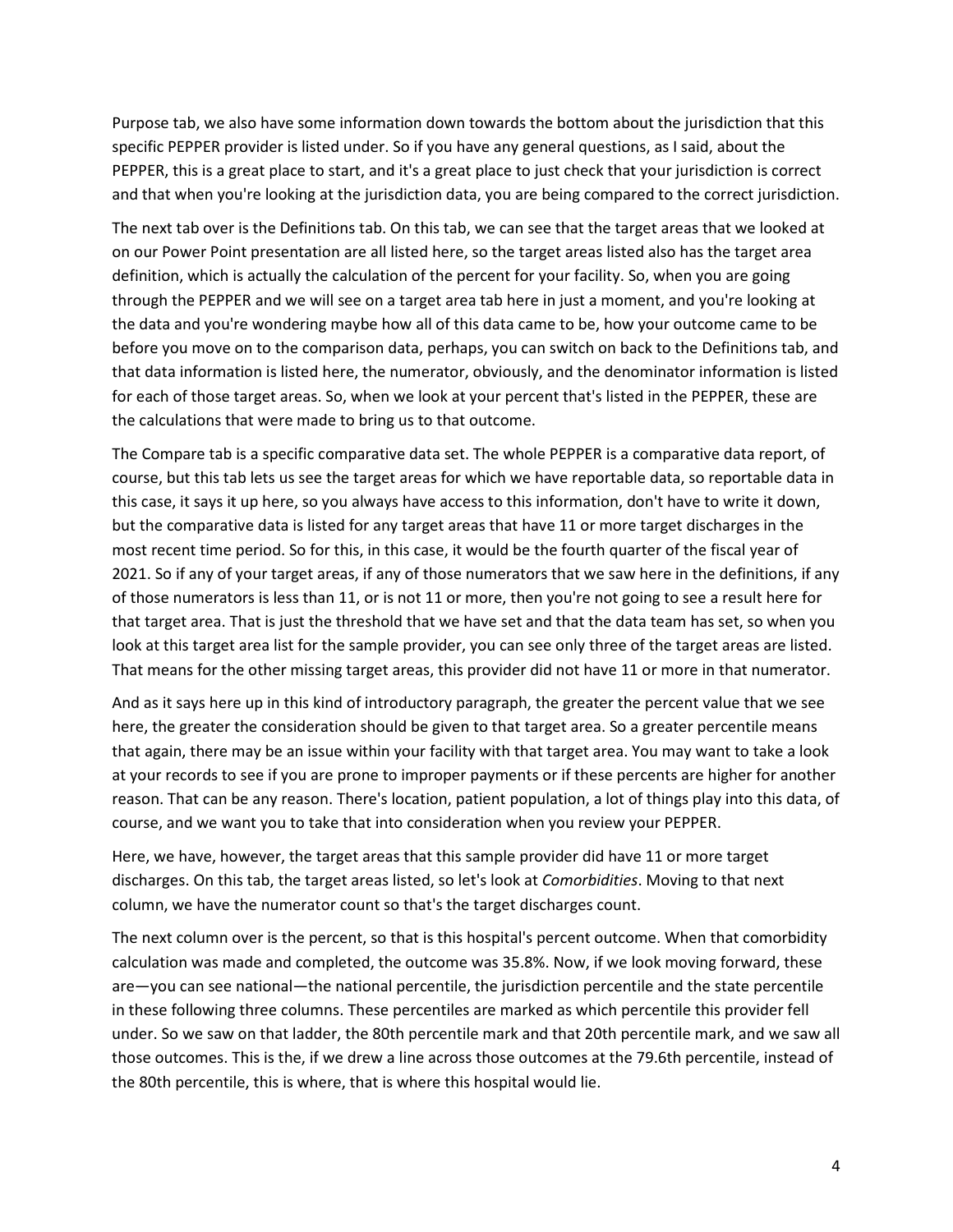Purpose tab, we also have some information down towards the bottom about the jurisdiction that this specific PEPPER provider is listed under. So if you have any general questions, as I said, about the PEPPER, this is a great place to start, and it's a great place to just check that your jurisdiction is correct and that when you're looking at the jurisdiction data, you are being compared to the correct jurisdiction.

The next tab over is the Definitions tab. On this tab, we can see that the target areas that we looked at on our Power Point presentation are all listed here, so the target areas listed also has the target area definition, which is actually the calculation of the percent for your facility. So, when you are going through the PEPPER and we will see on a target area tab here in just a moment, and you're looking at the data and you're wondering maybe how all of this data came to be, how your outcome came to be before you move on to the comparison data, perhaps, you can switch on back to the Definitions tab, and that data information is listed here, the numerator, obviously, and the denominator information is listed for each of those target areas. So, when we look at your percent that's listed in the PEPPER, these are the calculations that were made to bring us to that outcome.

The Compare tab is a specific comparative data set. The whole PEPPER is a comparative data report, of course, but this tab lets us see the target areas for which we have reportable data, so reportable data in this case, it says it up here, so you always have access to this information, don't have to write it down, but the comparative data is listed for any target areas that have 11 or more target discharges in the most recent time period. So for this, in this case, it would be the fourth quarter of the fiscal year of 2021. So if any of your target areas, if any of those numerators that we saw here in the definitions, if any of those numerators is less than 11, or is not 11 or more, then you're not going to see a result here for that target area. That is just the threshold that we have set and that the data team has set, so when you look at this target area list for the sample provider, you can see only three of the target areas are listed. That means for the other missing target areas, this provider did not have 11 or more in that numerator.

And as it says here up in this kind of introductory paragraph, the greater the percent value that we see here, the greater the consideration should be given to that target area. So a greater percentile means that again, there may be an issue within your facility with that target area. You may want to take a look at your records to see if you are prone to improper payments or if these percents are higher for another reason. That can be any reason. There's location, patient population, a lot of things play into this data, of course, and we want you to take that into consideration when you review your PEPPER.

Here, we have, however, the target areas that this sample provider did have 11 or more target discharges. On this tab, the target areas listed, so let's look at *Comorbidities*. Moving to that next column, we have the numerator count so that's the target discharges count.

The next column over is the percent, so that is this hospital's percent outcome. When that comorbidity calculation was made and completed, the outcome was 35.8%. Now, if we look moving forward, these are—you can see national—the national percentile, the jurisdiction percentile and the state percentile in these following three columns. These percentiles are marked as which percentile this provider fell under. So we saw on that ladder, the 80th percentile mark and that 20th percentile mark, and we saw all those outcomes. This is the, if we drew a line across those outcomes at the 79.6th percentile, instead of the 80th percentile, this is where, that is where this hospital would lie.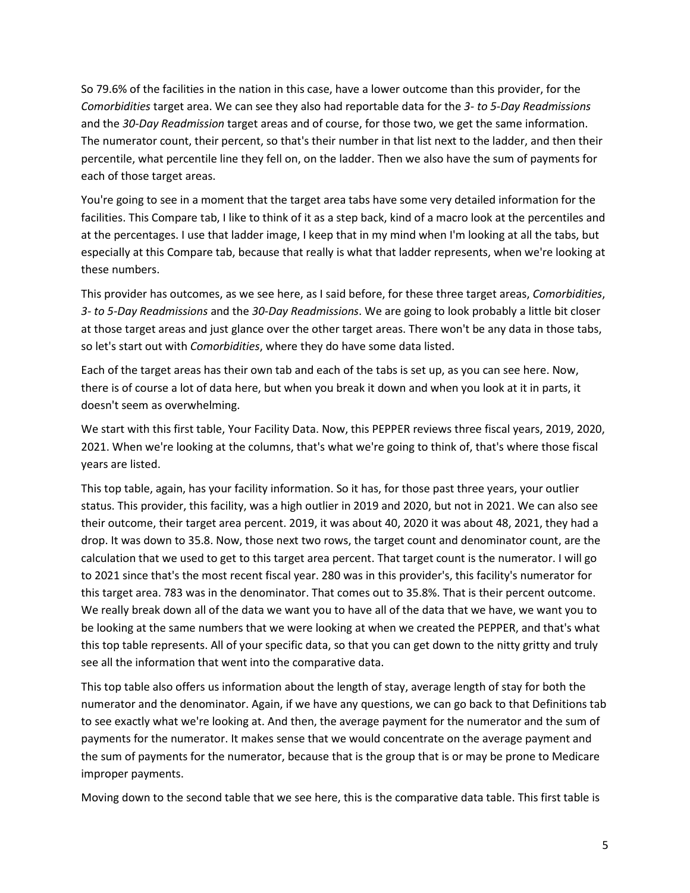So 79.6% of the facilities in the nation in this case, have a lower outcome than this provider, for the *Comorbidities* target area. We can see they also had reportable data for the *3- to 5-Day Readmissions* and the *30-Day Readmission* target areas and of course, for those two, we get the same information. The numerator count, their percent, so that's their number in that list next to the ladder, and then their percentile, what percentile line they fell on, on the ladder. Then we also have the sum of payments for each of those target areas.

You're going to see in a moment that the target area tabs have some very detailed information for the facilities. This Compare tab, I like to think of it as a step back, kind of a macro look at the percentiles and at the percentages. I use that ladder image, I keep that in my mind when I'm looking at all the tabs, but especially at this Compare tab, because that really is what that ladder represents, when we're looking at these numbers.

This provider has outcomes, as we see here, as I said before, for these three target areas, *Comorbidities*, *3- to 5-Day Readmissions* and the *30-Day Readmissions*. We are going to look probably a little bit closer at those target areas and just glance over the other target areas. There won't be any data in those tabs, so let's start out with *Comorbidities*, where they do have some data listed.

Each of the target areas has their own tab and each of the tabs is set up, as you can see here. Now, there is of course a lot of data here, but when you break it down and when you look at it in parts, it doesn't seem as overwhelming.

We start with this first table, Your Facility Data. Now, this PEPPER reviews three fiscal years, 2019, 2020, 2021. When we're looking at the columns, that's what we're going to think of, that's where those fiscal years are listed.

This top table, again, has your facility information. So it has, for those past three years, your outlier status. This provider, this facility, was a high outlier in 2019 and 2020, but not in 2021. We can also see their outcome, their target area percent. 2019, it was about 40, 2020 it was about 48, 2021, they had a drop. It was down to 35.8. Now, those next two rows, the target count and denominator count, are the calculation that we used to get to this target area percent. That target count is the numerator. I will go to 2021 since that's the most recent fiscal year. 280 was in this provider's, this facility's numerator for this target area. 783 was in the denominator. That comes out to 35.8%. That is their percent outcome. We really break down all of the data we want you to have all of the data that we have, we want you to be looking at the same numbers that we were looking at when we created the PEPPER, and that's what this top table represents. All of your specific data, so that you can get down to the nitty gritty and truly see all the information that went into the comparative data.

This top table also offers us information about the length of stay, average length of stay for both the numerator and the denominator. Again, if we have any questions, we can go back to that Definitions tab to see exactly what we're looking at. And then, the average payment for the numerator and the sum of payments for the numerator. It makes sense that we would concentrate on the average payment and the sum of payments for the numerator, because that is the group that is or may be prone to Medicare improper payments.

Moving down to the second table that we see here, this is the comparative data table. This first table is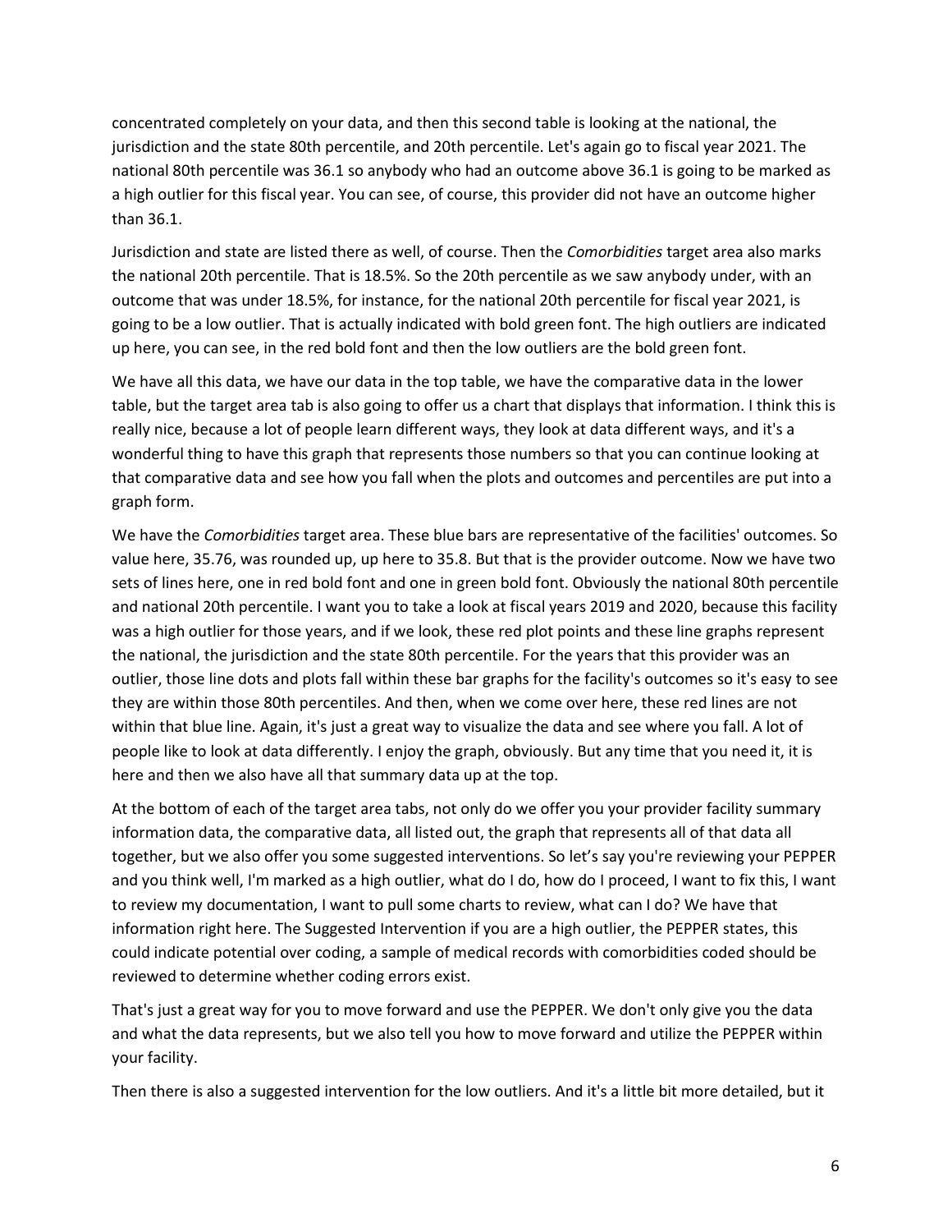concentrated completely on your data, and then this second table is looking at the national, the jurisdiction and the state 80th percentile, and 20th percentile. Let's again go to fiscal year 2021. The national 80th percentile was 36.1 so anybody who had an outcome above 36.1 is going to be marked as a high outlier for this fiscal year. You can see, of course, this provider did not have an outcome higher than 36.1.

Jurisdiction and state are listed there as well, of course. Then the *Comorbidities* target area also marks the national 20th percentile. That is 18.5%. So the 20th percentile as we saw anybody under, with an outcome that was under 18.5%, for instance, for the national 20th percentile for fiscal year 2021, is going to be a low outlier. That is actually indicated with bold green font. The high outliers are indicated up here, you can see, in the red bold font and then the low outliers are the bold green font.

We have all this data, we have our data in the top table, we have the comparative data in the lower table, but the target area tab is also going to offer us a chart that displays that information. I think this is really nice, because a lot of people learn different ways, they look at data different ways, and it's a wonderful thing to have this graph that represents those numbers so that you can continue looking at that comparative data and see how you fall when the plots and outcomes and percentiles are put into a graph form.

We have the *Comorbidities* target area. These blue bars are representative of the facilities' outcomes. So value here, 35.76, was rounded up, up here to 35.8. But that is the provider outcome. Now we have two sets of lines here, one in red bold font and one in green bold font. Obviously the national 80th percentile and national 20th percentile. I want you to take a look at fiscal years 2019 and 2020, because this facility was a high outlier for those years, and if we look, these red plot points and these line graphs represent the national, the jurisdiction and the state 80th percentile. For the years that this provider was an outlier, those line dots and plots fall within these bar graphs for the facility's outcomes so it's easy to see they are within those 80th percentiles. And then, when we come over here, these red lines are not within that blue line. Again, it's just a great way to visualize the data and see where you fall. A lot of people like to look at data differently. I enjoy the graph, obviously. But any time that you need it, it is here and then we also have all that summary data up at the top.

At the bottom of each of the target area tabs, not only do we offer you your provider facility summary information data, the comparative data, all listed out, the graph that represents all of that data all together, but we also offer you some suggested interventions. So let's say you're reviewing your PEPPER and you think well, I'm marked as a high outlier, what do I do, how do I proceed, I want to fix this, I want to review my documentation, I want to pull some charts to review, what can I do? We have that information right here. The Suggested Intervention if you are a high outlier, the PEPPER states, this could indicate potential over coding, a sample of medical records with comorbidities coded should be reviewed to determine whether coding errors exist.

That's just a great way for you to move forward and use the PEPPER. We don't only give you the data and what the data represents, but we also tell you how to move forward and utilize the PEPPER within your facility.

Then there is also a suggested intervention for the low outliers. And it's a little bit more detailed, but it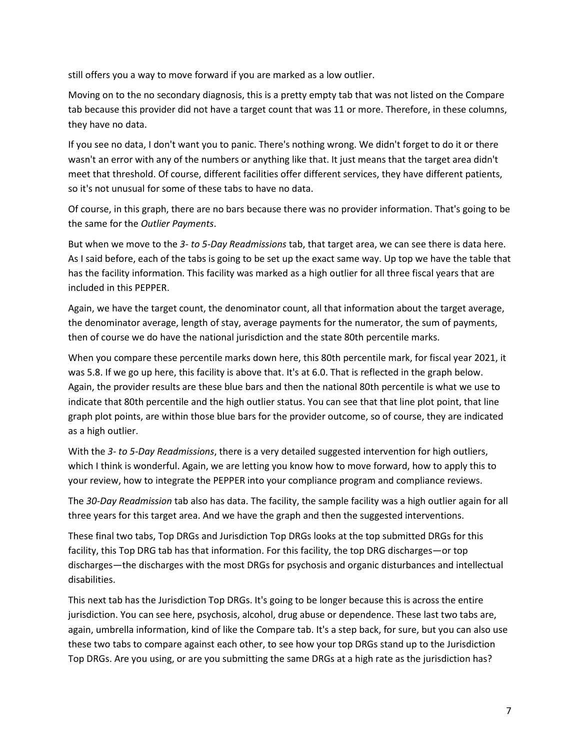still offers you a way to move forward if you are marked as a low outlier.

Moving on to the no secondary diagnosis, this is a pretty empty tab that was not listed on the Compare tab because this provider did not have a target count that was 11 or more. Therefore, in these columns, they have no data.

If you see no data, I don't want you to panic. There's nothing wrong. We didn't forget to do it or there wasn't an error with any of the numbers or anything like that. It just means that the target area didn't meet that threshold. Of course, different facilities offer different services, they have different patients, so it's not unusual for some of these tabs to have no data.

Of course, in this graph, there are no bars because there was no provider information. That's going to be the same for the *Outlier Payments*.

But when we move to the *3- to 5-Day Readmissions* tab, that target area, we can see there is data here. As I said before, each of the tabs is going to be set up the exact same way. Up top we have the table that has the facility information. This facility was marked as a high outlier for all three fiscal years that are included in this PEPPER.

Again, we have the target count, the denominator count, all that information about the target average, the denominator average, length of stay, average payments for the numerator, the sum of payments, then of course we do have the national jurisdiction and the state 80th percentile marks.

When you compare these percentile marks down here, this 80th percentile mark, for fiscal year 2021, it was 5.8. If we go up here, this facility is above that. It's at 6.0. That is reflected in the graph below. Again, the provider results are these blue bars and then the national 80th percentile is what we use to indicate that 80th percentile and the high outlier status. You can see that that line plot point, that line graph plot points, are within those blue bars for the provider outcome, so of course, they are indicated as a high outlier.

With the *3- to 5-Day Readmissions*, there is a very detailed suggested intervention for high outliers, which I think is wonderful. Again, we are letting you know how to move forward, how to apply this to your review, how to integrate the PEPPER into your compliance program and compliance reviews.

The *30-Day Readmission* tab also has data. The facility, the sample facility was a high outlier again for all three years for this target area. And we have the graph and then the suggested interventions.

These final two tabs, Top DRGs and Jurisdiction Top DRGs looks at the top submitted DRGs for this facility, this Top DRG tab has that information. For this facility, the top DRG discharges—or top discharges—the discharges with the most DRGs for psychosis and organic disturbances and intellectual disabilities.

This next tab has the Jurisdiction Top DRGs. It's going to be longer because this is across the entire jurisdiction. You can see here, psychosis, alcohol, drug abuse or dependence. These last two tabs are, again, umbrella information, kind of like the Compare tab. It's a step back, for sure, but you can also use these two tabs to compare against each other, to see how your top DRGs stand up to the Jurisdiction Top DRGs. Are you using, or are you submitting the same DRGs at a high rate as the jurisdiction has?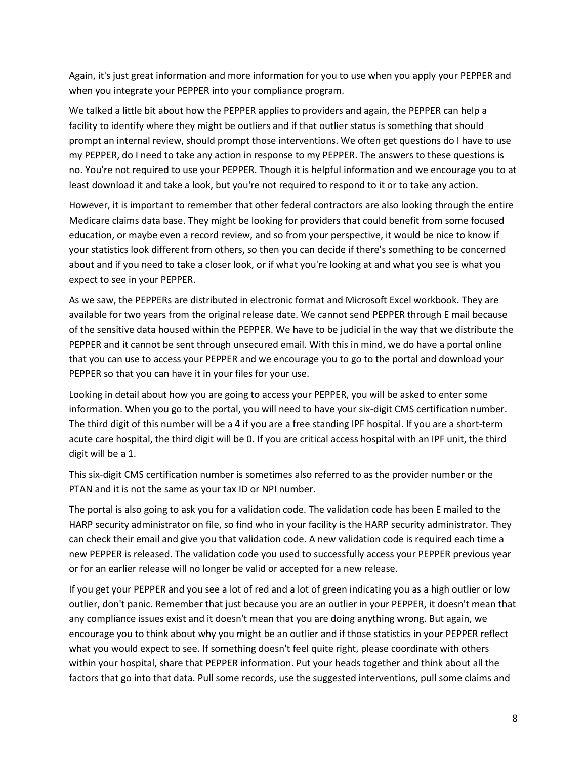Again, it's just great information and more information for you to use when you apply your PEPPER and when you integrate your PEPPER into your compliance program.

We talked a little bit about how the PEPPER applies to providers and again, the PEPPER can help a facility to identify where they might be outliers and if that outlier status is something that should prompt an internal review, should prompt those interventions. We often get questions do I have to use my PEPPER, do I need to take any action in response to my PEPPER. The answers to these questions is no. You're not required to use your PEPPER. Though it is helpful information and we encourage you to at least download it and take a look, but you're not required to respond to it or to take any action.

However, it is important to remember that other federal contractors are also looking through the entire Medicare claims data base. They might be looking for providers that could benefit from some focused education, or maybe even a record review, and so from your perspective, it would be nice to know if your statistics look different from others, so then you can decide if there's something to be concerned about and if you need to take a closer look, or if what you're looking at and what you see is what you expect to see in your PEPPER.

As we saw, the PEPPERs are distributed in electronic format and Microsoft Excel workbook. They are available for two years from the original release date. We cannot send PEPPER through E mail because of the sensitive data housed within the PEPPER. We have to be judicial in the way that we distribute the PEPPER and it cannot be sent through unsecured email. With this in mind, we do have a portal online that you can use to access your PEPPER and we encourage you to go to the portal and download your PEPPER so that you can have it in your files for your use.

Looking in detail about how you are going to access your PEPPER, you will be asked to enter some information. When you go to the portal, you will need to have your six-digit CMS certification number. The third digit of this number will be a 4 if you are a free standing IPF hospital. If you are a short-term acute care hospital, the third digit will be 0. If you are critical access hospital with an IPF unit, the third digit will be a 1.

This six-digit CMS certification number is sometimes also referred to as the provider number or the PTAN and it is not the same as your tax ID or NPI number.

The portal is also going to ask you for a validation code. The validation code has been E mailed to the HARP security administrator on file, so find who in your facility is the HARP security administrator. They can check their email and give you that validation code. A new validation code is required each time a new PEPPER is released. The validation code you used to successfully access your PEPPER previous year or for an earlier release will no longer be valid or accepted for a new release.

If you get your PEPPER and you see a lot of red and a lot of green indicating you as a high outlier or low outlier, don't panic. Remember that just because you are an outlier in your PEPPER, it doesn't mean that any compliance issues exist and it doesn't mean that you are doing anything wrong. But again, we encourage you to think about why you might be an outlier and if those statistics in your PEPPER reflect what you would expect to see. If something doesn't feel quite right, please coordinate with others within your hospital, share that PEPPER information. Put your heads together and think about all the factors that go into that data. Pull some records, use the suggested interventions, pull some claims and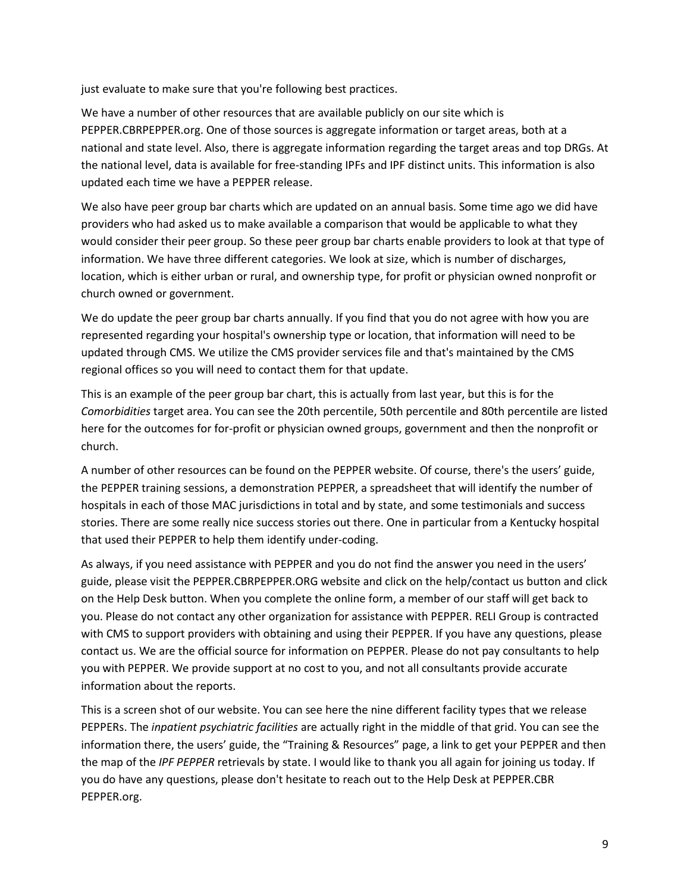just evaluate to make sure that you're following best practices.

We have a number of other resources that are available publicly on our site which is PEPPER.CBRPEPPER.org. One of those sources is aggregate information or target areas, both at a national and state level. Also, there is aggregate information regarding the target areas and top DRGs. At the national level, data is available for free-standing IPFs and IPF distinct units. This information is also updated each time we have a PEPPER release.

We also have peer group bar charts which are updated on an annual basis. Some time ago we did have providers who had asked us to make available a comparison that would be applicable to what they would consider their peer group. So these peer group bar charts enable providers to look at that type of information. We have three different categories. We look at size, which is number of discharges, location, which is either urban or rural, and ownership type, for profit or physician owned nonprofit or church owned or government.

We do update the peer group bar charts annually. If you find that you do not agree with how you are represented regarding your hospital's ownership type or location, that information will need to be updated through CMS. We utilize the CMS provider services file and that's maintained by the CMS regional offices so you will need to contact them for that update.

This is an example of the peer group bar chart, this is actually from last year, but this is for the *Comorbidities* target area. You can see the 20th percentile, 50th percentile and 80th percentile are listed here for the outcomes for for-profit or physician owned groups, government and then the nonprofit or church.

A number of other resources can be found on the PEPPER website. Of course, there's the users' guide, the PEPPER training sessions, a demonstration PEPPER, a spreadsheet that will identify the number of hospitals in each of those MAC jurisdictions in total and by state, and some testimonials and success stories. There are some really nice success stories out there. One in particular from a Kentucky hospital that used their PEPPER to help them identify under-coding.

As always, if you need assistance with PEPPER and you do not find the answer you need in the users' guide, please visit the PEPPER.CBRPEPPER.ORG website and click on the help/contact us button and click on the Help Desk button. When you complete the online form, a member of our staff will get back to you. Please do not contact any other organization for assistance with PEPPER. RELI Group is contracted with CMS to support providers with obtaining and using their PEPPER. If you have any questions, please contact us. We are the official source for information on PEPPER. Please do not pay consultants to help you with PEPPER. We provide support at no cost to you, and not all consultants provide accurate information about the reports.

This is a screen shot of our website. You can see here the nine different facility types that we release PEPPERs. The *inpatient psychiatric facilities* are actually right in the middle of that grid. You can see the information there, the users' guide, the "Training & Resources" page, a link to get your PEPPER and then the map of the *IPF PEPPER* retrievals by state. I would like to thank you all again for joining us today. If you do have any questions, please don't hesitate to reach out to the Help Desk at PEPPER.CBR PEPPER.org.